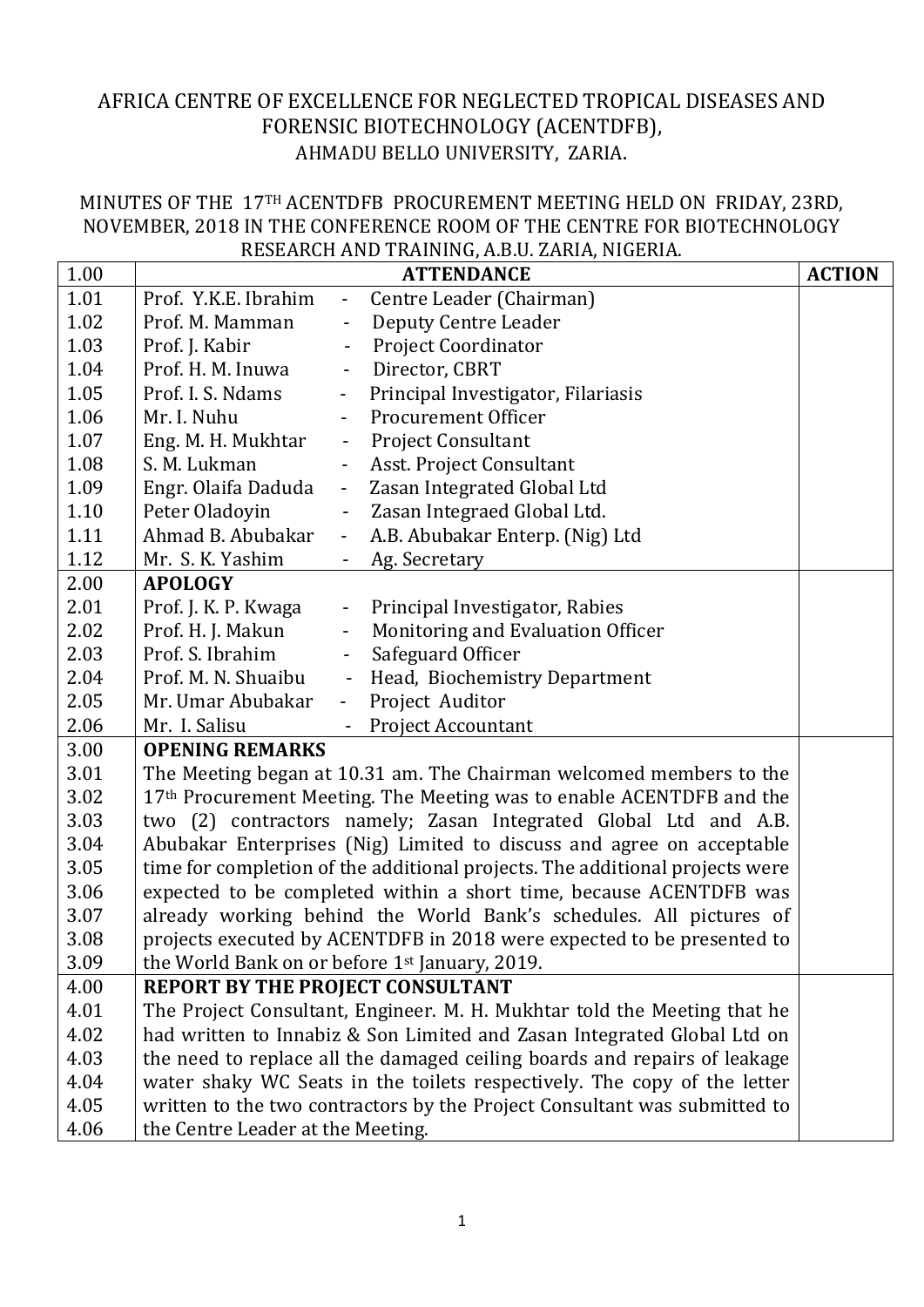AFRICA CENTRE OF EXCELLENCE FOR NEGLECTED TROPICAL DISEASES AND FORENSIC BIOTECHNOLOGY (ACENTDFB), AHMADU BELLO UNIVERSITY, ZARIA.

MINUTES OF THE 17TH ACENTDFB PROCUREMENT MEETING HELD ON FRIDAY, 23RD, NOVEMBER, 2018 IN THE CONFERENCE ROOM OF THE CENTRE FOR BIOTECHNOLOGY RESEARCH AND TRAINING, A.B.U. ZARIA, NIGERIA.

| 1.00 | **ATTENDANCE** | **ACTION** |
|---|---|---|
| 1.01 | Prof. Y.K.E. Ibrahim - Centre Leader (Chairman) | |
| 1.02 | Prof. M. Mamman - Deputy Centre Leader | |
| 1.03 | Prof. J. Kabir - Project Coordinator | |
| 1.04 | Prof. H. M. Inuwa - Director, CBRT | |
| 1.05 | Prof. I. S. Ndams - Principal Investigator, Filariasis | |
| 1.06 | Mr. I. Nuhu - Procurement Officer | |
| 1.07 | Eng. M. H. Mukhtar - Project Consultant | |
| 1.08 | S. M. Lukman - Asst. Project Consultant | |
| 1.09 | Engr. Olaifa Daduda - Zasan Integrated Global Ltd | |
| 1.10 | Peter Oladoyin - Zasan Integraed Global Ltd. | |
| 1.11 | Ahmad B. Abubakar - A.B. Abubakar Enterp. (Nig) Ltd | |
| 1.12 | Mr. S. K. Yashim - Ag. Secretary | |
| 2.00 | **APOLOGY** | |
| 2.01 | Prof. J. K. P. Kwaga - Principal Investigator, Rabies | |
| 2.02 | Prof. H. J. Makun - Monitoring and Evaluation Officer | |
| 2.03 | Prof. S. Ibrahim - Safeguard Officer | |
| 2.04 | Prof. M. N. Shuaibu - Head, Biochemistry Department | |
| 2.05 | Mr. Umar Abubakar - Project Auditor | |
| 2.06 | Mr. I. Salisu - Project Accountant | |
| 3.00 | **OPENING REMARKS** | |
| 3.01 | The Meeting began at 10.31 am. The Chairman welcomed members to the | |
| 3.02 | 17th Procurement Meeting. The Meeting was to enable ACENTDFB and the | |
| 3.03 | two (2) contractors namely; Zasan Integrated Global Ltd and A.B. | |
| 3.04 | Abubakar Enterprises (Nig) Limited to discuss and agree on acceptable | |
| 3.05 | time for completion of the additional projects. The additional projects were | |
| 3.06 | expected to be completed within a short time, because ACENTDFB was | |
| 3.07 | already working behind the World Bank's schedules. All pictures of | |
| 3.08 | projects executed by ACENTDFB in 2018 were expected to be presented to | |
| 3.09 | the World Bank on or before 1st January, 2019. | |
| 4.00 | **REPORT BY THE PROJECT CONSULTANT** | |
| 4.01 | The Project Consultant, Engineer. M. H. Mukhtar told the Meeting that he | |
| 4.02 | had written to Innabiz & Son Limited and Zasan Integrated Global Ltd on | |
| 4.03 | the need to replace all the damaged ceiling boards and repairs of leakage | |
| 4.04 | water shaky WC Seats in the toilets respectively. The copy of the letter | |
| 4.05 | written to the two contractors by the Project Consultant was submitted to | |
| 4.06 | the Centre Leader at the Meeting. | |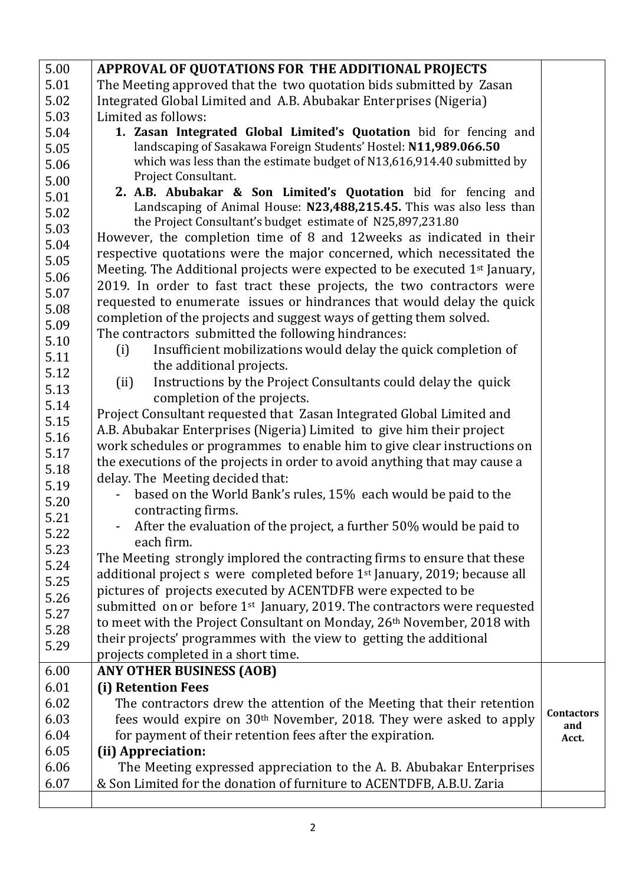| | | |
|---|---|---|
| 5.00 | **APPROVAL OF QUOTATIONS FOR THE ADDITIONAL PROJECTS** | |
| 5.01<br>5.02<br>5.03<br>5.04<br>5.05<br>5.06<br>5.00<br>5.01<br>5.02<br>5.03<br>5.04<br>5.05<br>5.06<br>5.07<br>5.08<br>5.09<br>5.10<br>5.11<br>5.12<br>5.13<br>5.14<br>5.15<br>5.16<br>5.17<br>5.18<br>5.19<br>5.20<br>5.21<br>5.22<br>5.23<br>5.24<br>5.25<br>5.26<br>5.27<br>5.28<br>5.29 | The Meeting approved that the two quotation bids submitted by Zasan Integrated Global Limited and A.B. Abubakar Enterprises (Nigeria) Limited as follows:<br>1. **Zasan Integrated Global Limited's Quotation** bid for fencing and landscaping of Sasakawa Foreign Students' Hostel: **N11,989.066.50** which was less than the estimate budget of N13,616,914.40 submitted by Project Consultant.<br>2. **A.B. Abubakar & Son Limited's Quotation** bid for fencing and Landscaping of Animal House: **N23,488,215.45.** This was also less than the Project Consultant's budget estimate of N25,897,231.80<br>However, the completion time of 8 and 12weeks as indicated in their respective quotations were the major concerned, which necessitated the Meeting. The Additional projects were expected to be executed 1st January, 2019. In order to fast tract these projects, the two contractors were requested to enumerate issues or hindrances that would delay the quick completion of the projects and suggest ways of getting them solved.<br>The contractors submitted the following hindrances:<br>(i) Insufficient mobilizations would delay the quick completion of the additional projects.<br>(ii) Instructions by the Project Consultants could delay the quick completion of the projects.<br>Project Consultant requested that Zasan Integrated Global Limited and A.B. Abubakar Enterprises (Nigeria) Limited to give him their project work schedules or programmes to enable him to give clear instructions on the executions of the projects in order to avoid anything that may cause a delay. The Meeting decided that:<br>- based on the World Bank's rules, 15% each would be paid to the contracting firms.<br>- After the evaluation of the project, a further 50% would be paid to each firm.<br>The Meeting strongly implored the contracting firms to ensure that these additional project s were completed before 1st January, 2019; because all pictures of projects executed by ACENTDFB were expected to be submitted on or before 1st January, 2019. The contractors were requested to meet with the Project Consultant on Monday, 26th November, 2018 with their projects' programmes with the view to getting the additional projects completed in a short time. | |
| 6.00 | **ANY OTHER BUSINESS (AOB)** | |
| 6.01<br>6.02<br>6.03<br>6.04<br>6.05<br>6.06<br>6.07 | **(i) Retention Fees**<br>The contractors drew the attention of the Meeting that their retention fees would expire on 30th November, 2018. They were asked to apply for payment of their retention fees after the expiration.<br>**(ii) Appreciation:**<br>The Meeting expressed appreciation to the A. B. Abubakar Enterprises & Son Limited for the donation of furniture to ACENTDFB, A.B.U. Zaria | **Contactors and Acct.** |
| | | |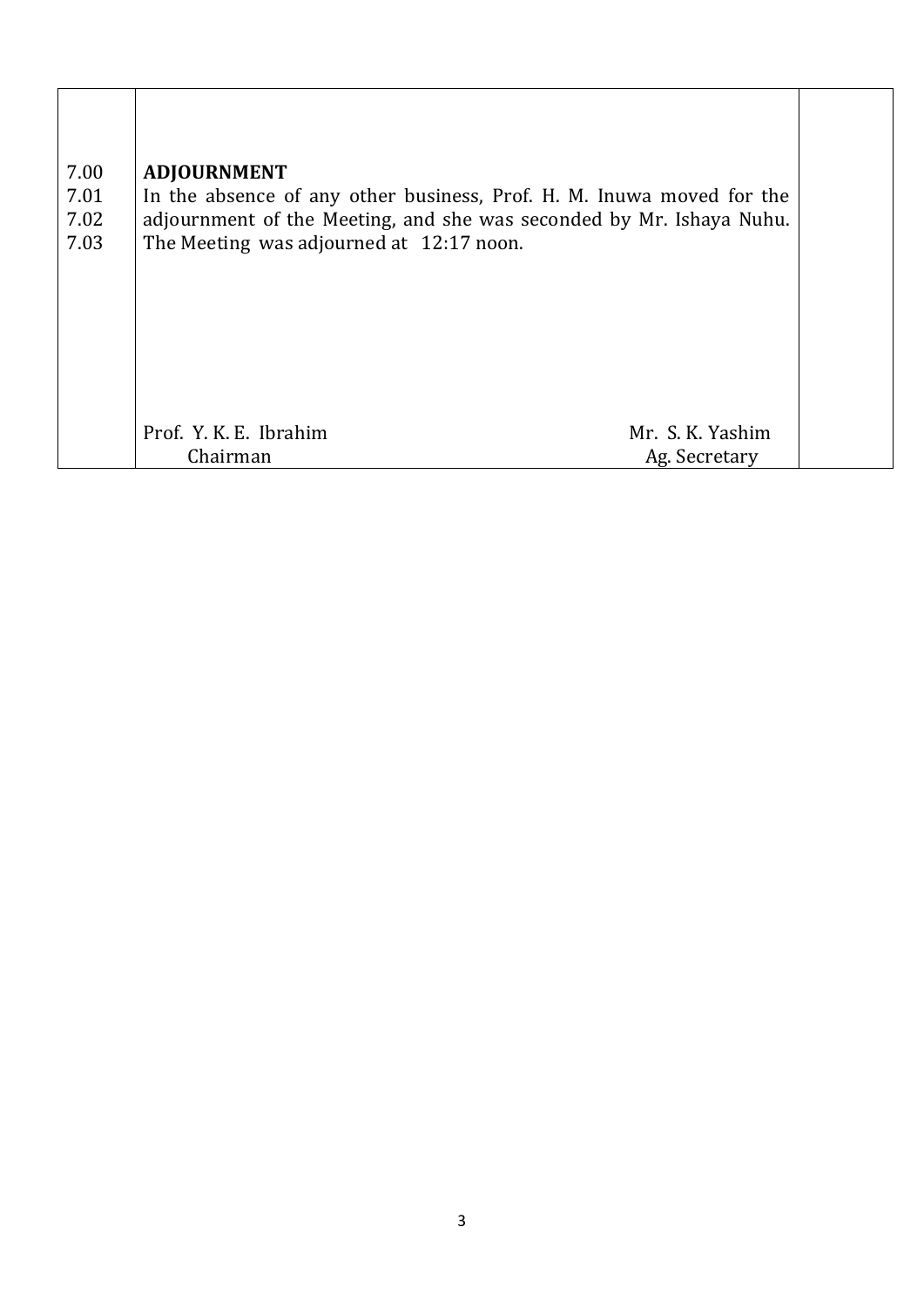| | | |
|---|---|---|
| 7.00<br>7.01<br>7.02<br>7.03 | **ADJOURNMENT**<br>In the absence of any other business, Prof. H. M. Inuwa moved for the adjournment of the Meeting, and she was seconded by Mr. Ishaya Nuhu. The Meeting was adjourned at 12:17 noon.<br><br><br><br>Prof. Y. K. E. Ibrahim — Mr. S. K. Yashim<br>Chairman — Ag. Secretary | |